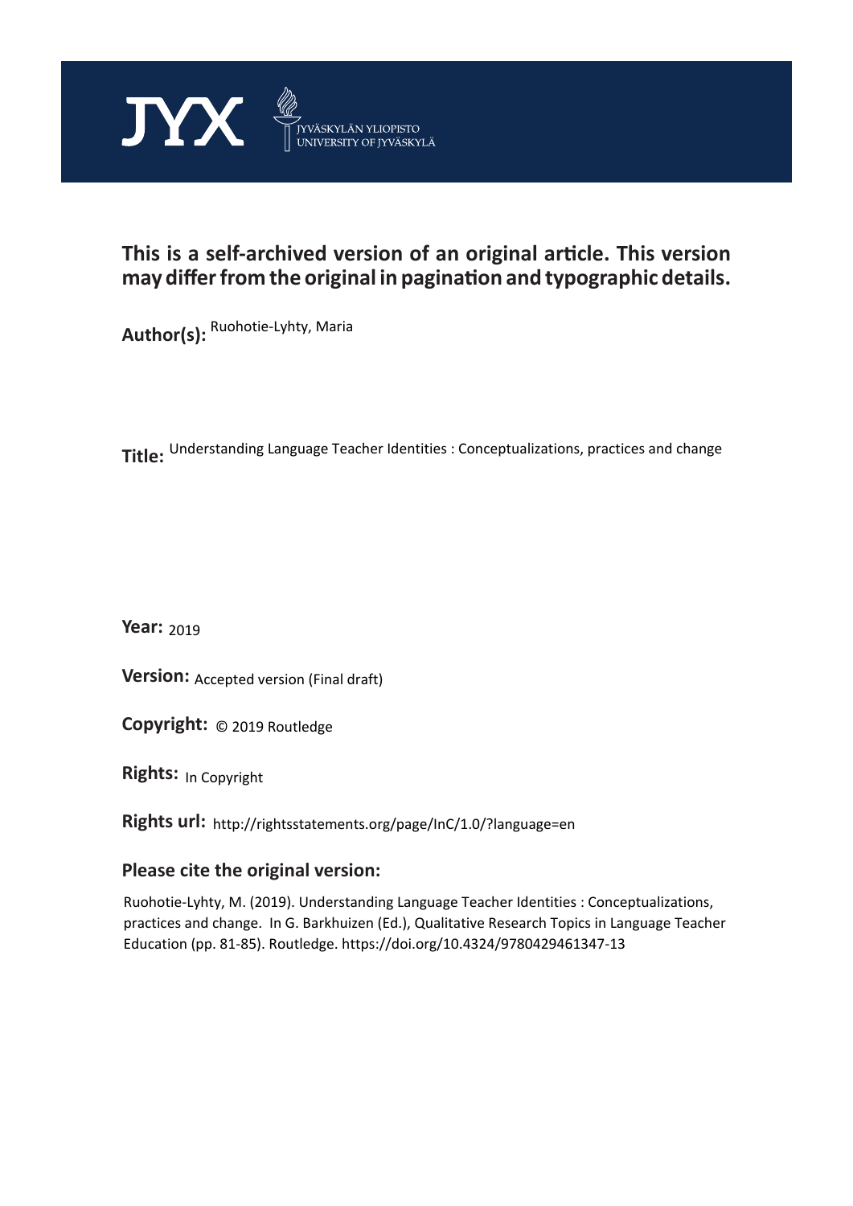JYX JYVÄSKYLÄN YLIOPISTO UNIVERSITY OF JYVÄSKYLÄ

## This is a self-archived version of an original article. This version may differ from the original in pagination and typographic details.

**Author(s):** Ruohotie-Lyhty, Maria

**Title:** Understanding Language Teacher Identities : Conceptualizations, practices and change

**Year:** 2019

**Version:** Accepted version (Final draft)

**Copyright:** © 2019 Routledge

**Rights:** In Copyright

**Rights url:** http://rightsstatements.org/page/InC/1.0/?language=en

### Please cite the original version:

Ruohotie-Lyhty, M. (2019). Understanding Language Teacher Identities : Conceptualizations, practices and change. In G. Barkhuizen (Ed.), Qualitative Research Topics in Language Teacher Education (pp. 81-85). Routledge. https://doi.org/10.4324/9780429461347-13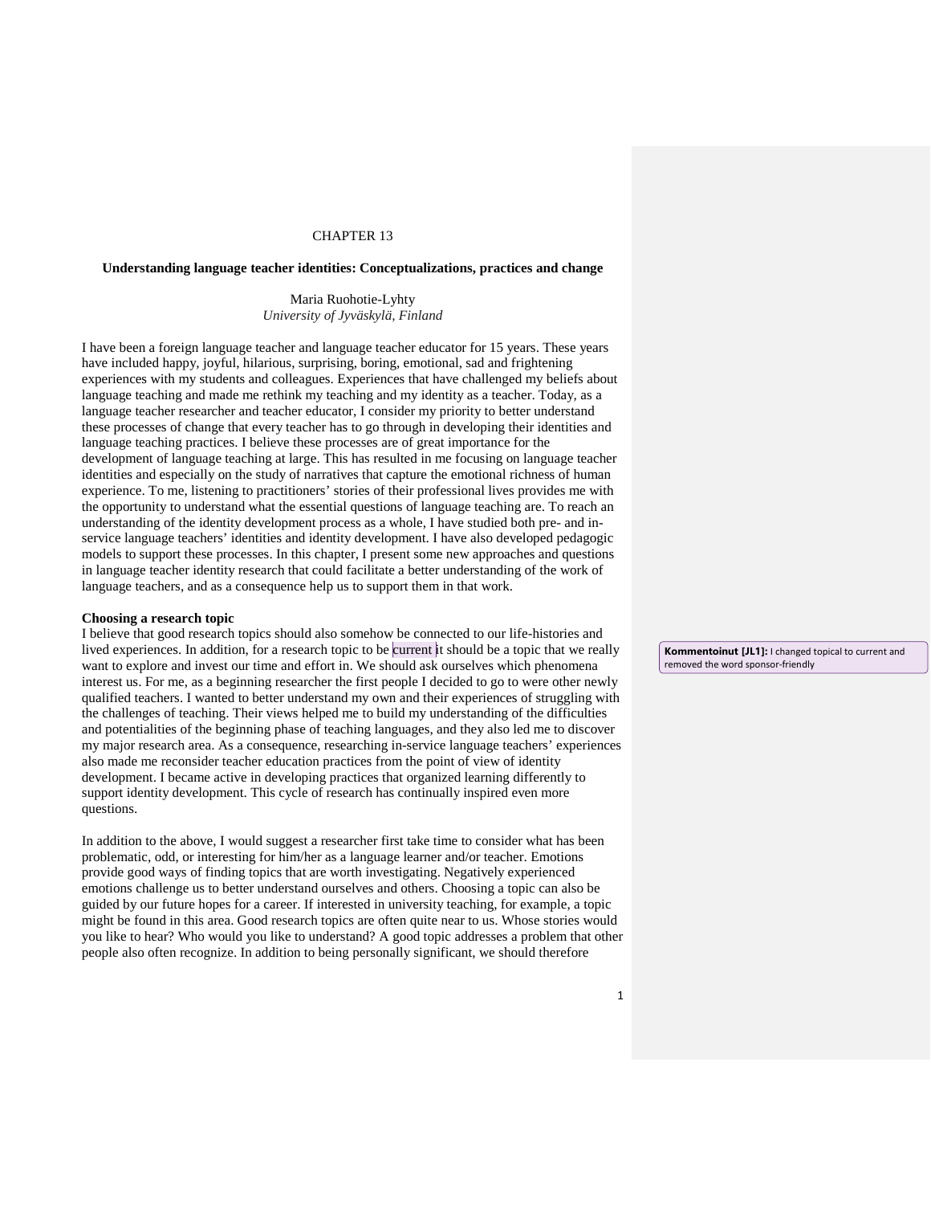CHAPTER 13

**Understanding language teacher identities: Conceptualizations, practices and change**

Maria Ruohotie-Lyhty
*University of Jyväskylä, Finland*

I have been a foreign language teacher and language teacher educator for 15 years. These years have included happy, joyful, hilarious, surprising, boring, emotional, sad and frightening experiences with my students and colleagues. Experiences that have challenged my beliefs about language teaching and made me rethink my teaching and my identity as a teacher. Today, as a language teacher researcher and teacher educator, I consider my priority to better understand these processes of change that every teacher has to go through in developing their identities and language teaching practices. I believe these processes are of great importance for the development of language teaching at large. This has resulted in me focusing on language teacher identities and especially on the study of narratives that capture the emotional richness of human experience. To me, listening to practitioners' stories of their professional lives provides me with the opportunity to understand what the essential questions of language teaching are. To reach an understanding of the identity development process as a whole, I have studied both pre- and in-service language teachers' identities and identity development. I have also developed pedagogic models to support these processes. In this chapter, I present some new approaches and questions in language teacher identity research that could facilitate a better understanding of the work of language teachers, and as a consequence help us to support them in that work.

**Choosing a research topic**

I believe that good research topics should also somehow be connected to our life-histories and lived experiences. In addition, for a research topic to be current it should be a topic that we really want to explore and invest our time and effort in. We should ask ourselves which phenomena interest us. For me, as a beginning researcher the first people I decided to go to were other newly qualified teachers. I wanted to better understand my own and their experiences of struggling with the challenges of teaching. Their views helped me to build my understanding of the difficulties and potentialities of the beginning phase of teaching languages, and they also led me to discover my major research area. As a consequence, researching in-service language teachers' experiences also made me reconsider teacher education practices from the point of view of identity development. I became active in developing practices that organized learning differently to support identity development. This cycle of research has continually inspired even more questions.

In addition to the above, I would suggest a researcher first take time to consider what has been problematic, odd, or interesting for him/her as a language learner and/or teacher. Emotions provide good ways of finding topics that are worth investigating. Negatively experienced emotions challenge us to better understand ourselves and others. Choosing a topic can also be guided by our future hopes for a career. If interested in university teaching, for example, a topic might be found in this area. Good research topics are often quite near to us. Whose stories would you like to hear? Who would you like to understand? A good topic addresses a problem that other people also often recognize. In addition to being personally significant, we should therefore

**Kommentoinut [JL1]:** I changed topical to current and removed the word sponsor-friendly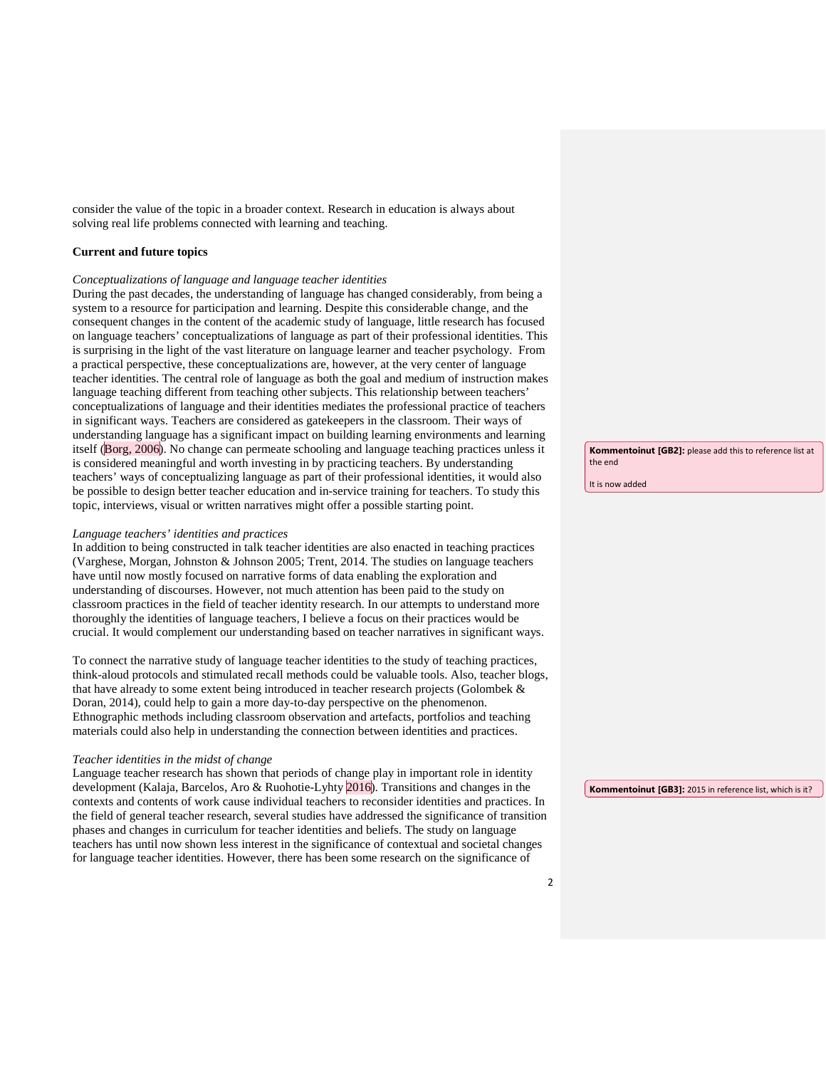consider the value of the topic in a broader context. Research in education is always about solving real life problems connected with learning and teaching.

**Current and future topics**

*Conceptualizations of language and language teacher identities*

During the past decades, the understanding of language has changed considerably, from being a system to a resource for participation and learning. Despite this considerable change, and the consequent changes in the content of the academic study of language, little research has focused on language teachers' conceptualizations of language as part of their professional identities. This is surprising in the light of the vast literature on language learner and teacher psychology. From a practical perspective, these conceptualizations are, however, at the very center of language teacher identities. The central role of language as both the goal and medium of instruction makes language teaching different from teaching other subjects. This relationship between teachers' conceptualizations of language and their identities mediates the professional practice of teachers in significant ways. Teachers are considered as gatekeepers in the classroom. Their ways of understanding language has a significant impact on building learning environments and learning itself (Borg, 2006). No change can permeate schooling and language teaching practices unless it is considered meaningful and worth investing in by practicing teachers. By understanding teachers' ways of conceptualizing language as part of their professional identities, it would also be possible to design better teacher education and in-service training for teachers. To study this topic, interviews, visual or written narratives might offer a possible starting point.

**Kommentoinut [GB2]:** please add this to reference list at the end

It is now added

*Language teachers' identities and practices*

In addition to being constructed in talk teacher identities are also enacted in teaching practices (Varghese, Morgan, Johnston & Johnson 2005; Trent, 2014. The studies on language teachers have until now mostly focused on narrative forms of data enabling the exploration and understanding of discourses. However, not much attention has been paid to the study on classroom practices in the field of teacher identity research. In our attempts to understand more thoroughly the identities of language teachers, I believe a focus on their practices would be crucial. It would complement our understanding based on teacher narratives in significant ways.

To connect the narrative study of language teacher identities to the study of teaching practices, think-aloud protocols and stimulated recall methods could be valuable tools. Also, teacher blogs, that have already to some extent being introduced in teacher research projects (Golombek & Doran, 2014), could help to gain a more day-to-day perspective on the phenomenon. Ethnographic methods including classroom observation and artefacts, portfolios and teaching materials could also help in understanding the connection between identities and practices.

*Teacher identities in the midst of change*

Language teacher research has shown that periods of change play in important role in identity development (Kalaja, Barcelos, Aro & Ruohotie-Lyhty 2016). Transitions and changes in the contexts and contents of work cause individual teachers to reconsider identities and practices. In the field of general teacher research, several studies have addressed the significance of transition phases and changes in curriculum for teacher identities and beliefs. The study on language teachers has until now shown less interest in the significance of contextual and societal changes for language teacher identities. However, there has been some research on the significance of

**Kommentoinut [GB3]:** 2015 in reference list, which is it?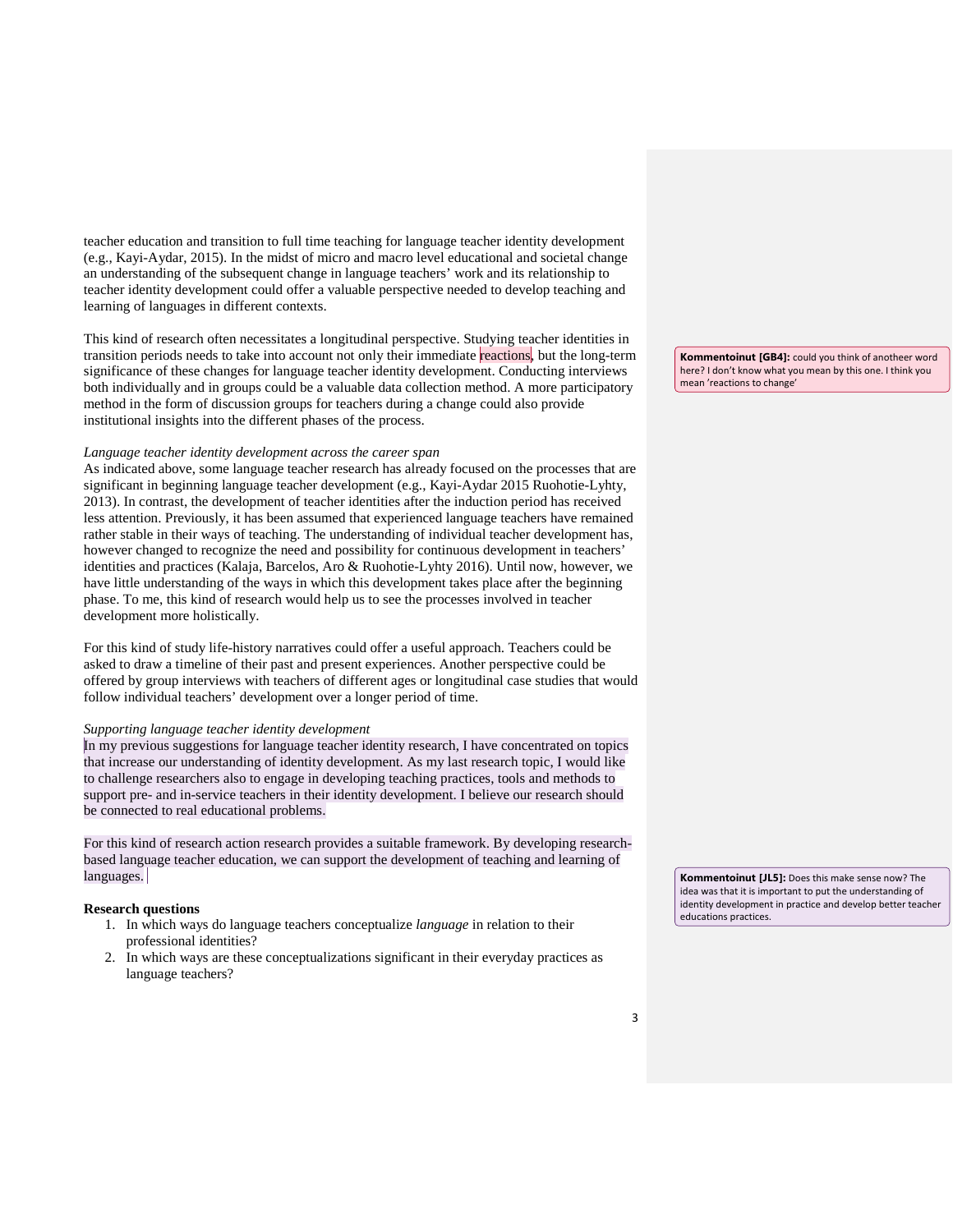teacher education and transition to full time teaching for language teacher identity development (e.g., Kayi-Aydar, 2015). In the midst of micro and macro level educational and societal change an understanding of the subsequent change in language teachers' work and its relationship to teacher identity development could offer a valuable perspective needed to develop teaching and learning of languages in different contexts.

This kind of research often necessitates a longitudinal perspective. Studying teacher identities in transition periods needs to take into account not only their immediate reactions, but the long-term significance of these changes for language teacher identity development. Conducting interviews both individually and in groups could be a valuable data collection method. A more participatory method in the form of discussion groups for teachers during a change could also provide institutional insights into the different phases of the process.

**Kommentoinut [GB4]:** could you think of anotheer word here? I don't know what you mean by this one. I think you mean 'reactions to change'

*Language teacher identity development across the career span*

As indicated above, some language teacher research has already focused on the processes that are significant in beginning language teacher development (e.g., Kayi-Aydar 2015 Ruohotie-Lyhty, 2013). In contrast, the development of teacher identities after the induction period has received less attention. Previously, it has been assumed that experienced language teachers have remained rather stable in their ways of teaching. The understanding of individual teacher development has, however changed to recognize the need and possibility for continuous development in teachers' identities and practices (Kalaja, Barcelos, Aro & Ruohotie-Lyhty 2016). Until now, however, we have little understanding of the ways in which this development takes place after the beginning phase. To me, this kind of research would help us to see the processes involved in teacher development more holistically.

For this kind of study life-history narratives could offer a useful approach. Teachers could be asked to draw a timeline of their past and present experiences. Another perspective could be offered by group interviews with teachers of different ages or longitudinal case studies that would follow individual teachers' development over a longer period of time.

*Supporting language teacher identity development*

In my previous suggestions for language teacher identity research, I have concentrated on topics that increase our understanding of identity development. As my last research topic, I would like to challenge researchers also to engage in developing teaching practices, tools and methods to support pre- and in-service teachers in their identity development. I believe our research should be connected to real educational problems.

For this kind of research action research provides a suitable framework. By developing research-based language teacher education, we can support the development of teaching and learning of languages.

**Kommentoinut [JL5]:** Does this make sense now? The idea was that it is important to put the understanding of identity development in practice and develop better teacher educations practices.

**Research questions**

1. In which ways do language teachers conceptualize *language* in relation to their professional identities?
2. In which ways are these conceptualizations significant in their everyday practices as language teachers?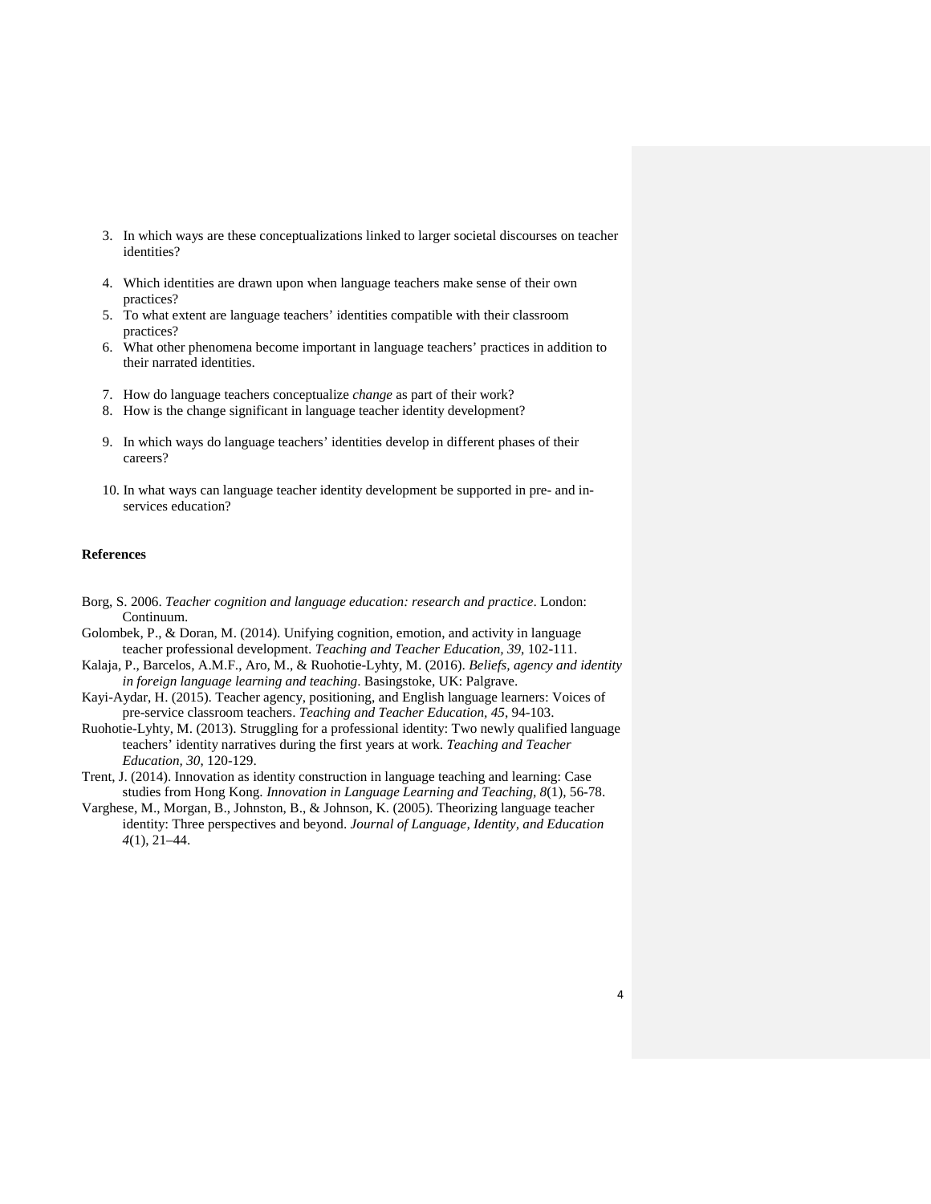3. In which ways are these conceptualizations linked to larger societal discourses on teacher identities?

4. Which identities are drawn upon when language teachers make sense of their own practices?
5. To what extent are language teachers' identities compatible with their classroom practices?
6. What other phenomena become important in language teachers' practices in addition to their narrated identities.

7. How do language teachers conceptualize *change* as part of their work?
8. How is the change significant in language teacher identity development?

9. In which ways do language teachers' identities develop in different phases of their careers?

10. In what ways can language teacher identity development be supported in pre- and in-services education?

**References**

Borg, S. 2006. *Teacher cognition and language education: research and practice*. London: Continuum.

Golombek, P., & Doran, M. (2014). Unifying cognition, emotion, and activity in language teacher professional development. *Teaching and Teacher Education, 39*, 102-111.

Kalaja, P., Barcelos, A.M.F., Aro, M., & Ruohotie-Lyhty, M. (2016). *Beliefs, agency and identity in foreign language learning and teaching*. Basingstoke, UK: Palgrave.

Kayi-Aydar, H. (2015). Teacher agency, positioning, and English language learners: Voices of pre-service classroom teachers. *Teaching and Teacher Education, 45*, 94-103.

Ruohotie-Lyhty, M. (2013). Struggling for a professional identity: Two newly qualified language teachers' identity narratives during the first years at work. *Teaching and Teacher Education, 30*, 120-129.

Trent, J. (2014). Innovation as identity construction in language teaching and learning: Case studies from Hong Kong. *Innovation in Language Learning and Teaching, 8*(1), 56-78.

Varghese, M., Morgan, B., Johnston, B., & Johnson, K. (2005). Theorizing language teacher identity: Three perspectives and beyond. *Journal of Language, Identity, and Education 4*(1), 21–44.